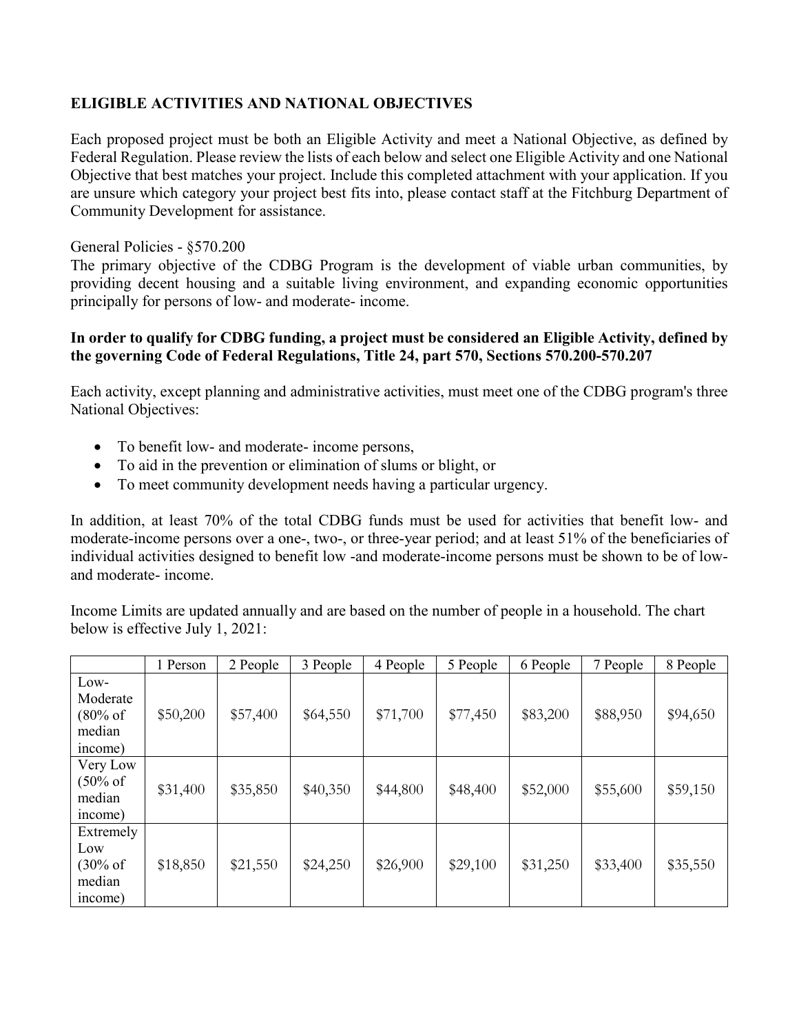**ELIGIBLE ACTIVITIES AND NATIONAL OBJECTIVES**

Each proposed project must be both an Eligible Activity and meet a National Objective, as defined by Federal Regulation. Please review the lists of each below and select one Eligible Activity and one National Objective that best matches your project. Include this completed attachment with your application. If you are unsure which category your project best fits into, please contact staff at the Fitchburg Department of Community Development for assistance.

General Policies - §570.200

The primary objective of the CDBG Program is the development of viable urban communities, by providing decent housing and a suitable living environment, and expanding economic opportunities principally for persons of low- and moderate- income.

**In order to qualify for CDBG funding, a project must be considered an Eligible Activity, defined by the governing Code of Federal Regulations, Title 24, part 570, Sections 570.200-570.207**

Each activity, except planning and administrative activities, must meet one of the CDBG program's three National Objectives:

- To benefit low- and moderate- income persons,
- To aid in the prevention or elimination of slums or blight, or
- To meet community development needs having a particular urgency.

In addition, at least 70% of the total CDBG funds must be used for activities that benefit low- and moderate-income persons over a one-, two-, or three-year period; and at least 51% of the beneficiaries of individual activities designed to benefit low -and moderate-income persons must be shown to be of low- and moderate- income.

Income Limits are updated annually and are based on the number of people in a household. The chart below is effective July 1, 2021:

| | 1 Person | 2 People | 3 People | 4 People | 5 People | 6 People | 7 People | 8 People |
|---|---|---|---|---|---|---|---|---|
| Low-Moderate (80% of median income) | \$50,200 | \$57,400 | \$64,550 | \$71,700 | \$77,450 | \$83,200 | \$88,950 | \$94,650 |
| Very Low (50% of median income) | \$31,400 | \$35,850 | \$40,350 | \$44,800 | \$48,400 | \$52,000 | \$55,600 | \$59,150 |
| Extremely Low (30% of median income) | \$18,850 | \$21,550 | \$24,250 | \$26,900 | \$29,100 | \$31,250 | \$33,400 | \$35,550 |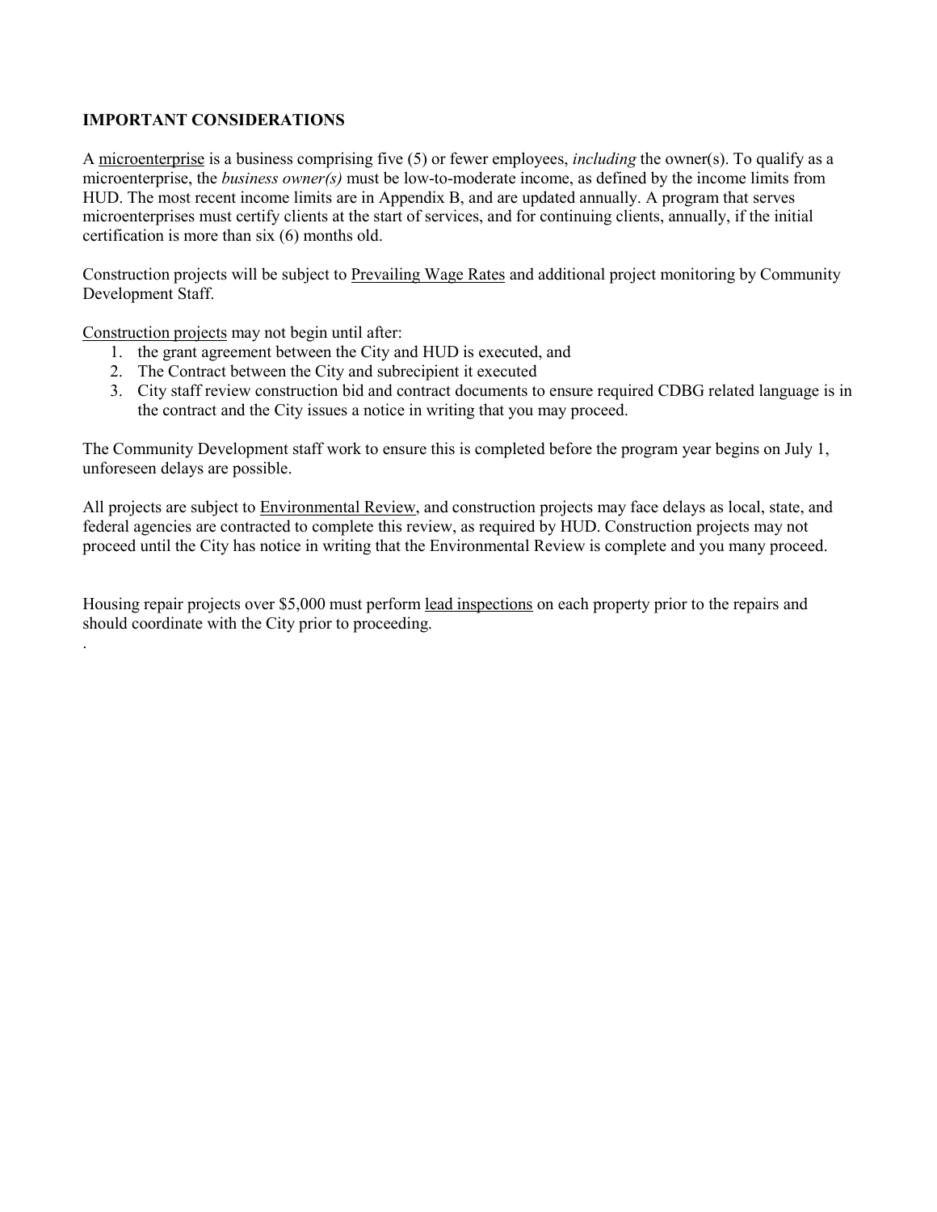**IMPORTANT CONSIDERATIONS**

A microenterprise is a business comprising five (5) or fewer employees, *including* the owner(s). To qualify as a microenterprise, the *business owner(s)* must be low-to-moderate income, as defined by the income limits from HUD. The most recent income limits are in Appendix B, and are updated annually. A program that serves microenterprises must certify clients at the start of services, and for continuing clients, annually, if the initial certification is more than six (6) months old.

Construction projects will be subject to Prevailing Wage Rates and additional project monitoring by Community Development Staff.

Construction projects may not begin until after:

1. the grant agreement between the City and HUD is executed, and
2. The Contract between the City and subrecipient it executed
3. City staff review construction bid and contract documents to ensure required CDBG related language is in the contract and the City issues a notice in writing that you may proceed.

The Community Development staff work to ensure this is completed before the program year begins on July 1, unforeseen delays are possible.

All projects are subject to Environmental Review, and construction projects may face delays as local, state, and federal agencies are contracted to complete this review, as required by HUD. Construction projects may not proceed until the City has notice in writing that the Environmental Review is complete and you many proceed.

Housing repair projects over $5,000 must perform lead inspections on each property prior to the repairs and should coordinate with the City prior to proceeding.

.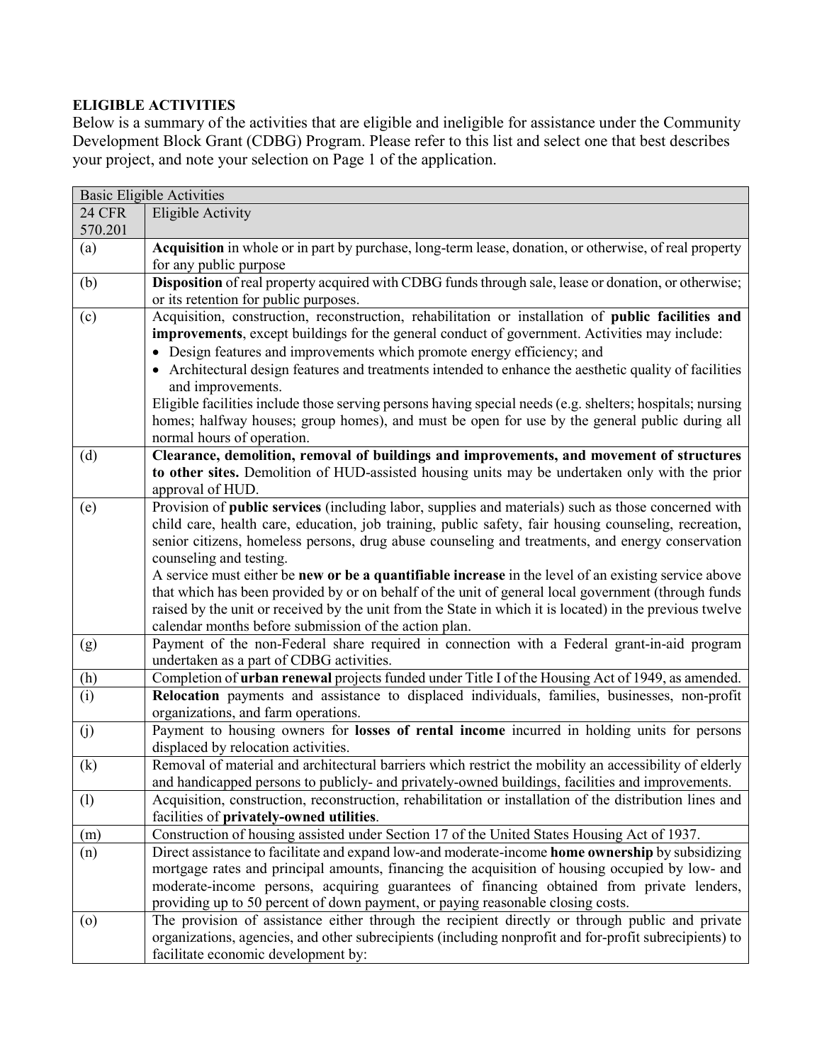**ELIGIBLE ACTIVITIES**

Below is a summary of the activities that are eligible and ineligible for assistance under the Community Development Block Grant (CDBG) Program. Please refer to this list and select one that best describes your project, and note your selection on Page 1 of the application.

| Basic Eligible Activities | |
|---|---|
| 24 CFR 570.201 | Eligible Activity |
| (a) | **Acquisition** in whole or in part by purchase, long-term lease, donation, or otherwise, of real property for any public purpose |
| (b) | **Disposition** of real property acquired with CDBG funds through sale, lease or donation, or otherwise; or its retention for public purposes. |
| (c) | Acquisition, construction, reconstruction, rehabilitation or installation of **public facilities and improvements**, except buildings for the general conduct of government. Activities may include:<br>• Design features and improvements which promote energy efficiency; and<br>• Architectural design features and treatments intended to enhance the aesthetic quality of facilities and improvements.<br>Eligible facilities include those serving persons having special needs (e.g. shelters; hospitals; nursing homes; halfway houses; group homes), and must be open for use by the general public during all normal hours of operation. |
| (d) | **Clearance, demolition, removal of buildings and improvements, and movement of structures to other sites.** Demolition of HUD-assisted housing units may be undertaken only with the prior approval of HUD. |
| (e) | Provision of **public services** (including labor, supplies and materials) such as those concerned with child care, health care, education, job training, public safety, fair housing counseling, recreation, senior citizens, homeless persons, drug abuse counseling and treatments, and energy conservation counseling and testing.<br>A service must either be **new or be a quantifiable increase** in the level of an existing service above that which has been provided by or on behalf of the unit of general local government (through funds raised by the unit or received by the unit from the State in which it is located) in the previous twelve calendar months before submission of the action plan. |
| (g) | Payment of the non-Federal share required in connection with a Federal grant-in-aid program undertaken as a part of CDBG activities. |
| (h) | Completion of **urban renewal** projects funded under Title I of the Housing Act of 1949, as amended. |
| (i) | **Relocation** payments and assistance to displaced individuals, families, businesses, non-profit organizations, and farm operations. |
| (j) | Payment to housing owners for **losses of rental income** incurred in holding units for persons displaced by relocation activities. |
| (k) | Removal of material and architectural barriers which restrict the mobility an accessibility of elderly and handicapped persons to publicly- and privately-owned buildings, facilities and improvements. |
| (l) | Acquisition, construction, reconstruction, rehabilitation or installation of the distribution lines and facilities of **privately-owned utilities**. |
| (m) | Construction of housing assisted under Section 17 of the United States Housing Act of 1937. |
| (n) | Direct assistance to facilitate and expand low-and moderate-income **home ownership** by subsidizing mortgage rates and principal amounts, financing the acquisition of housing occupied by low- and moderate-income persons, acquiring guarantees of financing obtained from private lenders, providing up to 50 percent of down payment, or paying reasonable closing costs. |
| (o) | The provision of assistance either through the recipient directly or through public and private organizations, agencies, and other subrecipients (including nonprofit and for-profit subrecipients) to facilitate economic development by: |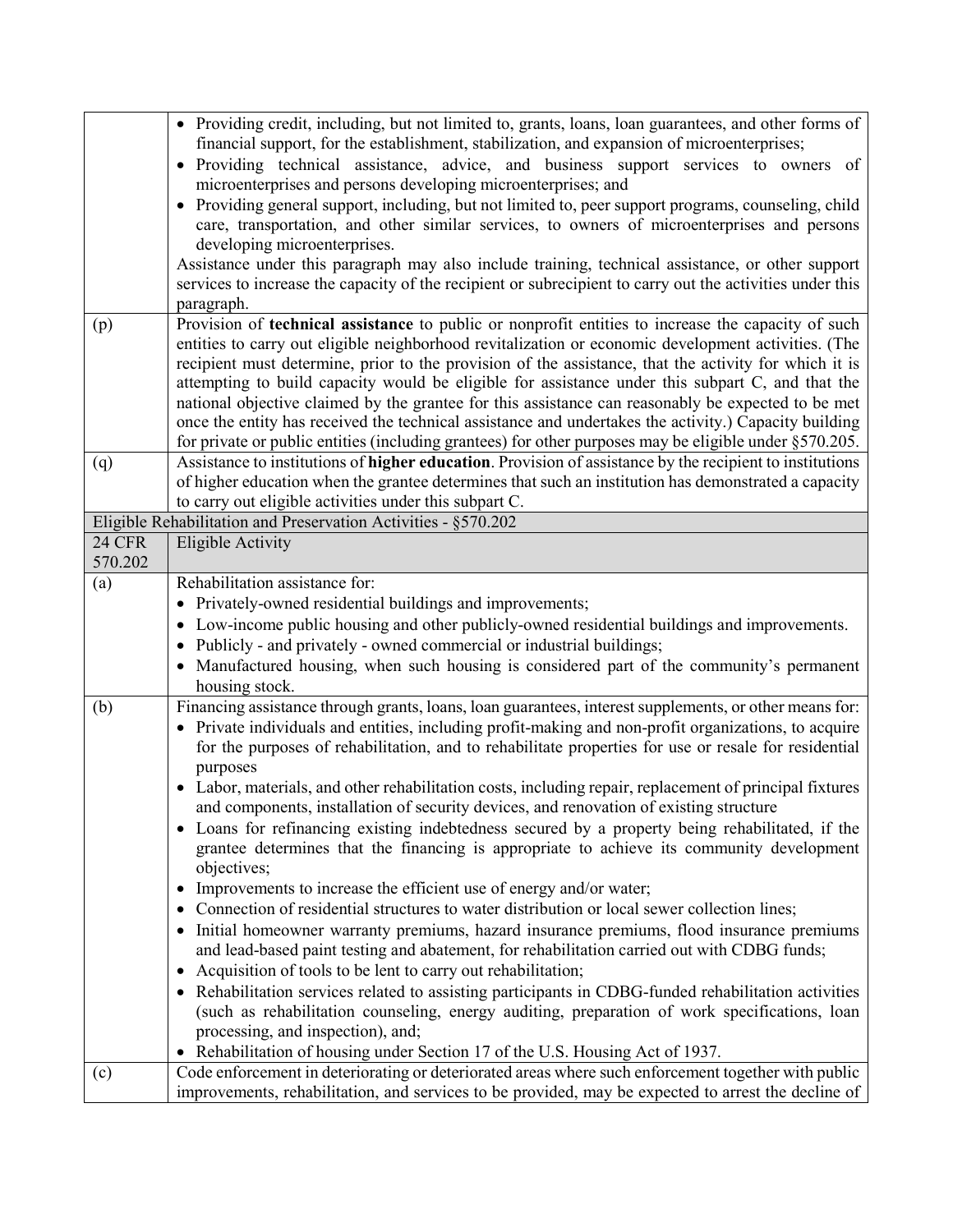| | |
|---|---|
| | • Providing credit, including, but not limited to, grants, loans, loan guarantees, and other forms of financial support, for the establishment, stabilization, and expansion of microenterprises;<br>• Providing technical assistance, advice, and business support services to owners of microenterprises and persons developing microenterprises; and<br>• Providing general support, including, but not limited to, peer support programs, counseling, child care, transportation, and other similar services, to owners of microenterprises and persons developing microenterprises.<br>Assistance under this paragraph may also include training, technical assistance, or other support services to increase the capacity of the recipient or subrecipient to carry out the activities under this paragraph. |
| (p) | Provision of **technical assistance** to public or nonprofit entities to increase the capacity of such entities to carry out eligible neighborhood revitalization or economic development activities. (The recipient must determine, prior to the provision of the assistance, that the activity for which it is attempting to build capacity would be eligible for assistance under this subpart C, and that the national objective claimed by the grantee for this assistance can reasonably be expected to be met once the entity has received the technical assistance and undertakes the activity.) Capacity building for private or public entities (including grantees) for other purposes may be eligible under §570.205. |
| (q) | Assistance to institutions of **higher education**. Provision of assistance by the recipient to institutions of higher education when the grantee determines that such an institution has demonstrated a capacity to carry out eligible activities under this subpart C. |
| Eligible Rehabilitation and Preservation Activities - §570.202 | |
| 24 CFR 570.202 | Eligible Activity |
| (a) | Rehabilitation assistance for:<br>• Privately-owned residential buildings and improvements;<br>• Low-income public housing and other publicly-owned residential buildings and improvements.<br>• Publicly - and privately - owned commercial or industrial buildings;<br>• Manufactured housing, when such housing is considered part of the community's permanent housing stock. |
| (b) | Financing assistance through grants, loans, loan guarantees, interest supplements, or other means for:<br>• Private individuals and entities, including profit-making and non-profit organizations, to acquire for the purposes of rehabilitation, and to rehabilitate properties for use or resale for residential purposes<br>• Labor, materials, and other rehabilitation costs, including repair, replacement of principal fixtures and components, installation of security devices, and renovation of existing structure<br>• Loans for refinancing existing indebtedness secured by a property being rehabilitated, if the grantee determines that the financing is appropriate to achieve its community development objectives;<br>• Improvements to increase the efficient use of energy and/or water;<br>• Connection of residential structures to water distribution or local sewer collection lines;<br>• Initial homeowner warranty premiums, hazard insurance premiums, flood insurance premiums and lead-based paint testing and abatement, for rehabilitation carried out with CDBG funds;<br>• Acquisition of tools to be lent to carry out rehabilitation;<br>• Rehabilitation services related to assisting participants in CDBG-funded rehabilitation activities (such as rehabilitation counseling, energy auditing, preparation of work specifications, loan processing, and inspection), and;<br>• Rehabilitation of housing under Section 17 of the U.S. Housing Act of 1937. |
| (c) | Code enforcement in deteriorating or deteriorated areas where such enforcement together with public improvements, rehabilitation, and services to be provided, may be expected to arrest the decline of |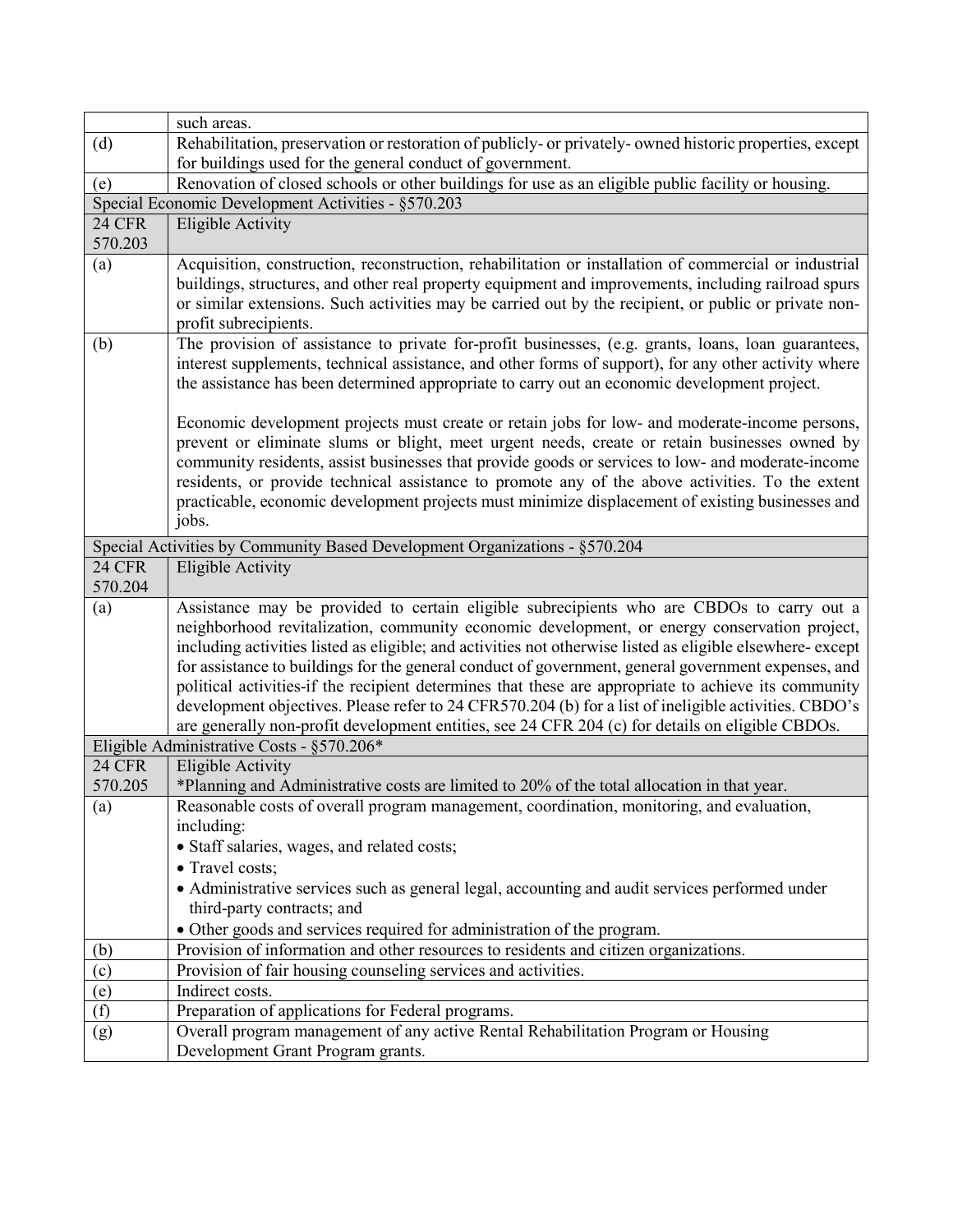| | |
|---|---|
| | such areas. |
| (d) | Rehabilitation, preservation or restoration of publicly- or privately- owned historic properties, except for buildings used for the general conduct of government. |
| (e) | Renovation of closed schools or other buildings for use as an eligible public facility or housing. |
| Special Economic Development Activities - §570.203 | |
| 24 CFR 570.203 | Eligible Activity |
| (a) | Acquisition, construction, reconstruction, rehabilitation or installation of commercial or industrial buildings, structures, and other real property equipment and improvements, including railroad spurs or similar extensions. Such activities may be carried out by the recipient, or public or private non-profit subrecipients. |
| (b) | The provision of assistance to private for-profit businesses, (e.g. grants, loans, loan guarantees, interest supplements, technical assistance, and other forms of support), for any other activity where the assistance has been determined appropriate to carry out an economic development project.<br><br>Economic development projects must create or retain jobs for low- and moderate-income persons, prevent or eliminate slums or blight, meet urgent needs, create or retain businesses owned by community residents, assist businesses that provide goods or services to low- and moderate-income residents, or provide technical assistance to promote any of the above activities. To the extent practicable, economic development projects must minimize displacement of existing businesses and jobs. |
| Special Activities by Community Based Development Organizations - §570.204 | |
| 24 CFR 570.204 | Eligible Activity |
| (a) | Assistance may be provided to certain eligible subrecipients who are CBDOs to carry out a neighborhood revitalization, community economic development, or energy conservation project, including activities listed as eligible; and activities not otherwise listed as eligible elsewhere- except for assistance to buildings for the general conduct of government, general government expenses, and political activities-if the recipient determines that these are appropriate to achieve its community development objectives. Please refer to 24 CFR570.204 (b) for a list of ineligible activities. CBDO's are generally non-profit development entities, see 24 CFR 204 (c) for details on eligible CBDOs. |
| Eligible Administrative Costs - §570.206* | |
| 24 CFR 570.205 | Eligible Activity<br>*Planning and Administrative costs are limited to 20% of the total allocation in that year. |
| (a) | Reasonable costs of overall program management, coordination, monitoring, and evaluation, including:<br>• Staff salaries, wages, and related costs;<br>• Travel costs;<br>• Administrative services such as general legal, accounting and audit services performed under third-party contracts; and<br>• Other goods and services required for administration of the program. |
| (b) | Provision of information and other resources to residents and citizen organizations. |
| (c) | Provision of fair housing counseling services and activities. |
| (e) | Indirect costs. |
| (f) | Preparation of applications for Federal programs. |
| (g) | Overall program management of any active Rental Rehabilitation Program or Housing Development Grant Program grants. |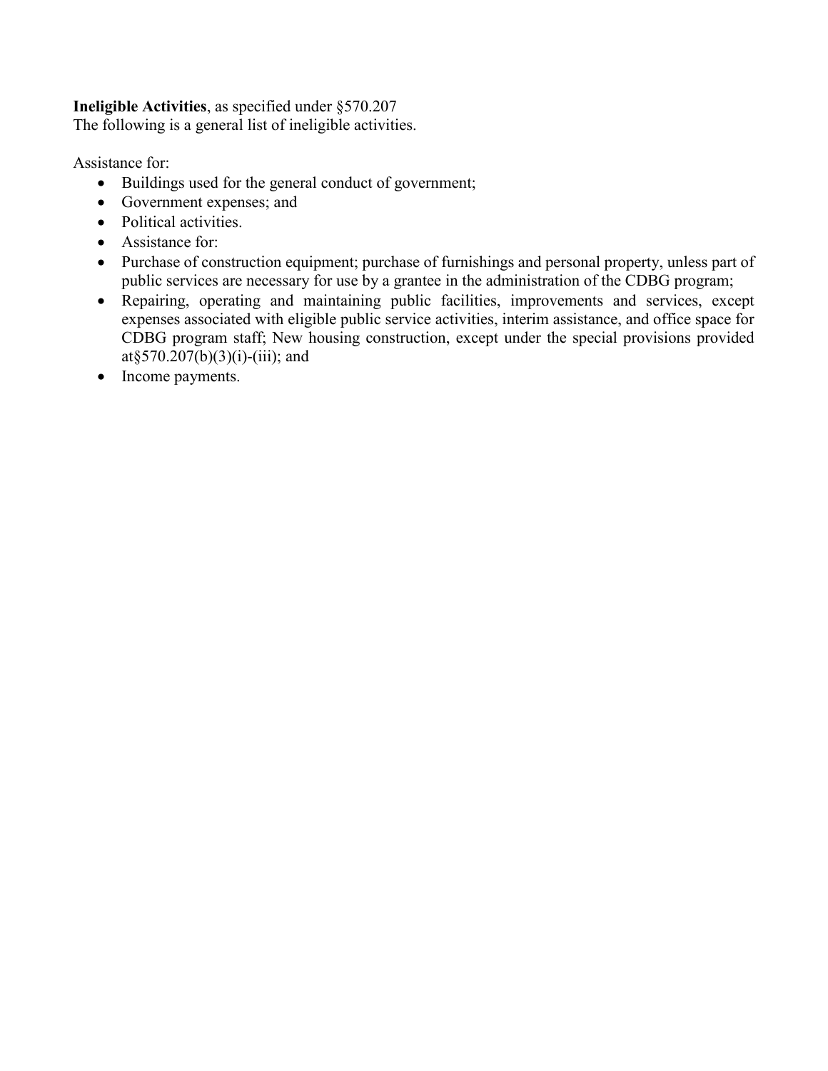**Ineligible Activities**, as specified under §570.207
The following is a general list of ineligible activities.

Assistance for:

- Buildings used for the general conduct of government;
- Government expenses; and
- Political activities.
- Assistance for:
- Purchase of construction equipment; purchase of furnishings and personal property, unless part of public services are necessary for use by a grantee in the administration of the CDBG program;
- Repairing, operating and maintaining public facilities, improvements and services, except expenses associated with eligible public service activities, interim assistance, and office space for CDBG program staff; New housing construction, except under the special provisions provided at§570.207(b)(3)(i)-(iii); and
- Income payments.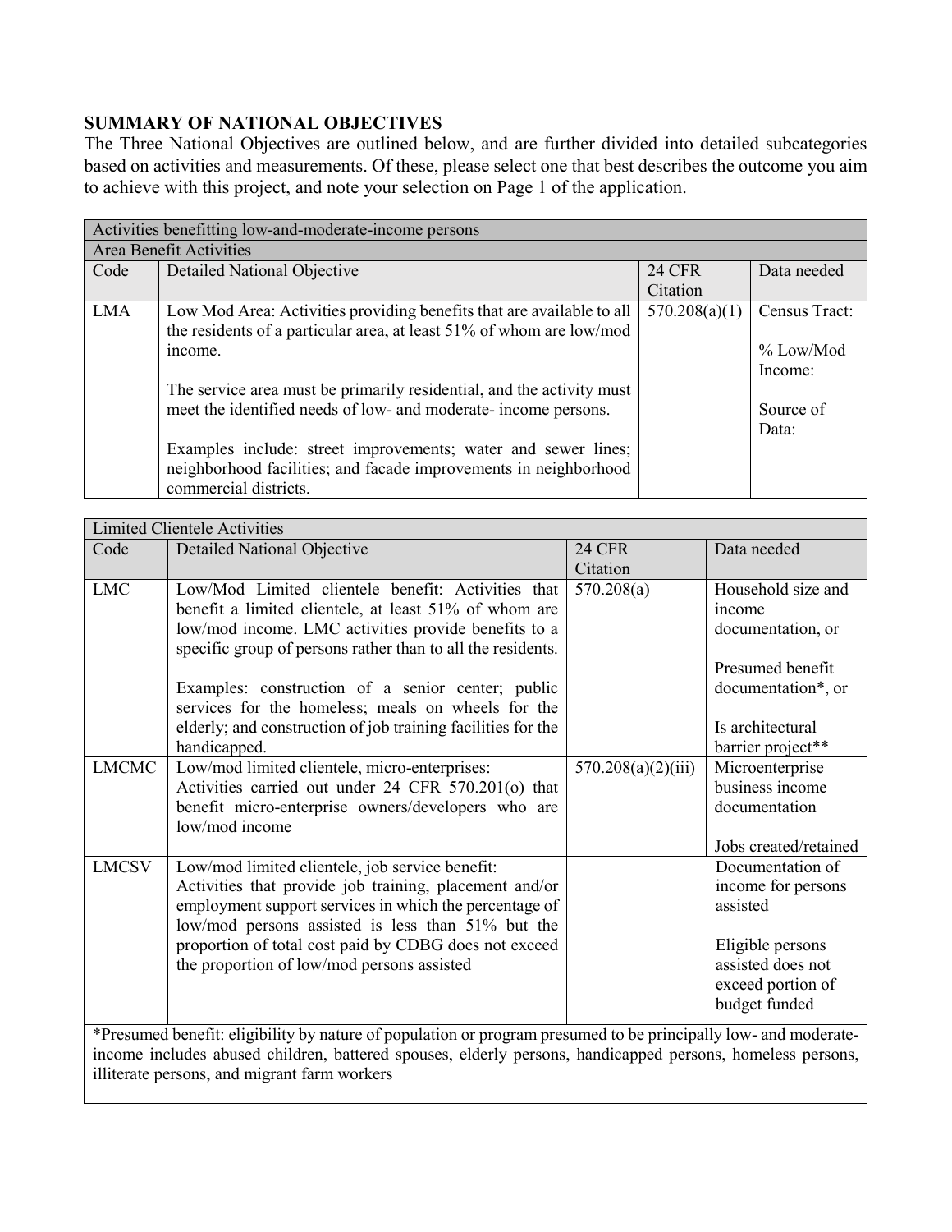**SUMMARY OF NATIONAL OBJECTIVES**

The Three National Objectives are outlined below, and are further divided into detailed subcategories based on activities and measurements. Of these, please select one that best describes the outcome you aim to achieve with this project, and note your selection on Page 1 of the application.

| Activities benefitting low-and-moderate-income persons | | | |
|---|---|---|---|
| Area Benefit Activities | | | |
| Code | Detailed National Objective | 24 CFR Citation | Data needed |
| LMA | Low Mod Area: Activities providing benefits that are available to all the residents of a particular area, at least 51% of whom are low/mod income.<br><br>The service area must be primarily residential, and the activity must meet the identified needs of low- and moderate- income persons.<br><br>Examples include: street improvements; water and sewer lines; neighborhood facilities; and facade improvements in neighborhood commercial districts. | 570.208(a)(1) | Census Tract:<br><br>% Low/Mod Income:<br><br>Source of Data: |

| Limited Clientele Activities | | | |
|---|---|---|---|
| Code | Detailed National Objective | 24 CFR Citation | Data needed |
| LMC | Low/Mod Limited clientele benefit: Activities that benefit a limited clientele, at least 51% of whom are low/mod income. LMC activities provide benefits to a specific group of persons rather than to all the residents.<br><br>Examples: construction of a senior center; public services for the homeless; meals on wheels for the elderly; and construction of job training facilities for the handicapped. | 570.208(a) | Household size and income documentation, or<br><br>Presumed benefit documentation*, or<br><br>Is architectural barrier project** |
| LMCMC | Low/mod limited clientele, micro-enterprises: Activities carried out under 24 CFR 570.201(o) that benefit micro-enterprise owners/developers who are low/mod income | 570.208(a)(2)(iii) | Microenterprise business income documentation<br><br>Jobs created/retained |
| LMCSV | Low/mod limited clientele, job service benefit: Activities that provide job training, placement and/or employment support services in which the percentage of low/mod persons assisted is less than 51% but the proportion of total cost paid by CDBG does not exceed the proportion of low/mod persons assisted | | Documentation of income for persons assisted<br><br>Eligible persons assisted does not exceed portion of budget funded |
| *Presumed benefit: eligibility by nature of population or program presumed to be principally low- and moderate-income includes abused children, battered spouses, elderly persons, handicapped persons, homeless persons, illiterate persons, and migrant farm workers | | | |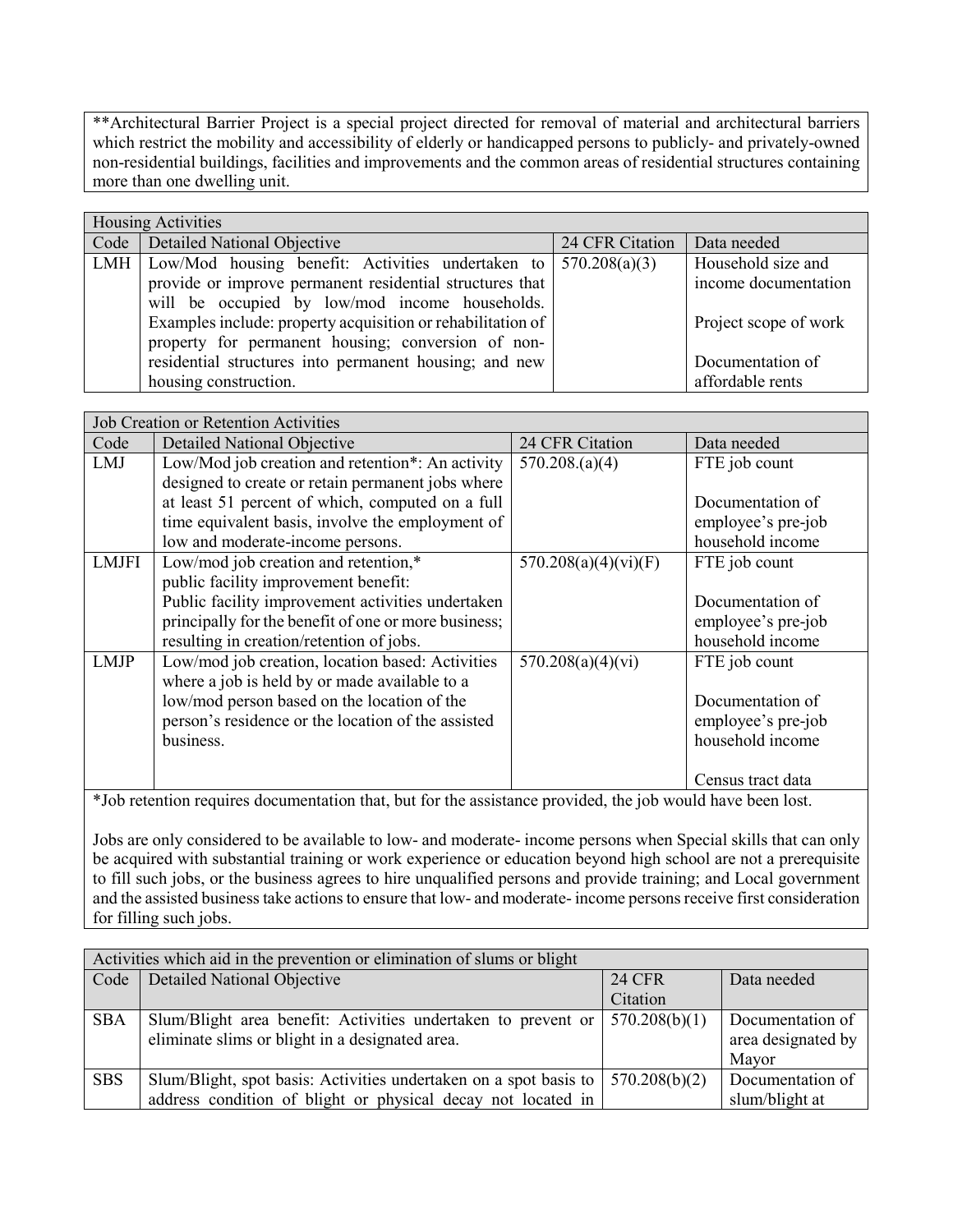**Architectural Barrier Project is a special project directed for removal of material and architectural barriers which restrict the mobility and accessibility of elderly or handicapped persons to publicly- and privately-owned non-residential buildings, facilities and improvements and the common areas of residential structures containing more than one dwelling unit.

| Housing Activities | | | |
|---|---|---|---|
| Code | Detailed National Objective | 24 CFR Citation | Data needed |
| LMH | Low/Mod housing benefit: Activities undertaken to provide or improve permanent residential structures that will be occupied by low/mod income households. Examples include: property acquisition or rehabilitation of property for permanent housing; conversion of non-residential structures into permanent housing; and new housing construction. | 570.208(a)(3) | Household size and income documentation<br><br>Project scope of work<br><br>Documentation of affordable rents |

| Job Creation or Retention Activities | | | |
|---|---|---|---|
| Code | Detailed National Objective | 24 CFR Citation | Data needed |
| LMJ | Low/Mod job creation and retention*: An activity designed to create or retain permanent jobs where at least 51 percent of which, computed on a full time equivalent basis, involve the employment of low and moderate-income persons. | 570.208.(a)(4) | FTE job count<br><br>Documentation of employee's pre-job household income |
| LMJFI | Low/mod job creation and retention,* public facility improvement benefit: Public facility improvement activities undertaken principally for the benefit of one or more business; resulting in creation/retention of jobs. | 570.208(a)(4)(vi)(F) | FTE job count<br><br>Documentation of employee's pre-job household income |
| LMJP | Low/mod job creation, location based: Activities where a job is held by or made available to a low/mod person based on the location of the person's residence or the location of the assisted business. | 570.208(a)(4)(vi) | FTE job count<br><br>Documentation of employee's pre-job household income<br><br>Census tract data |

*Job retention requires documentation that, but for the assistance provided, the job would have been lost.

Jobs are only considered to be available to low- and moderate- income persons when Special skills that can only be acquired with substantial training or work experience or education beyond high school are not a prerequisite to fill such jobs, or the business agrees to hire unqualified persons and provide training; and Local government and the assisted business take actions to ensure that low- and moderate- income persons receive first consideration for filling such jobs.

| Activities which aid in the prevention or elimination of slums or blight | | | |
|---|---|---|---|
| Code | Detailed National Objective | 24 CFR Citation | Data needed |
| SBA | Slum/Blight area benefit: Activities undertaken to prevent or eliminate slims or blight in a designated area. | 570.208(b)(1) | Documentation of area designated by Mayor |
| SBS | Slum/Blight, spot basis: Activities undertaken on a spot basis to address condition of blight or physical decay not located in | 570.208(b)(2) | Documentation of slum/blight at |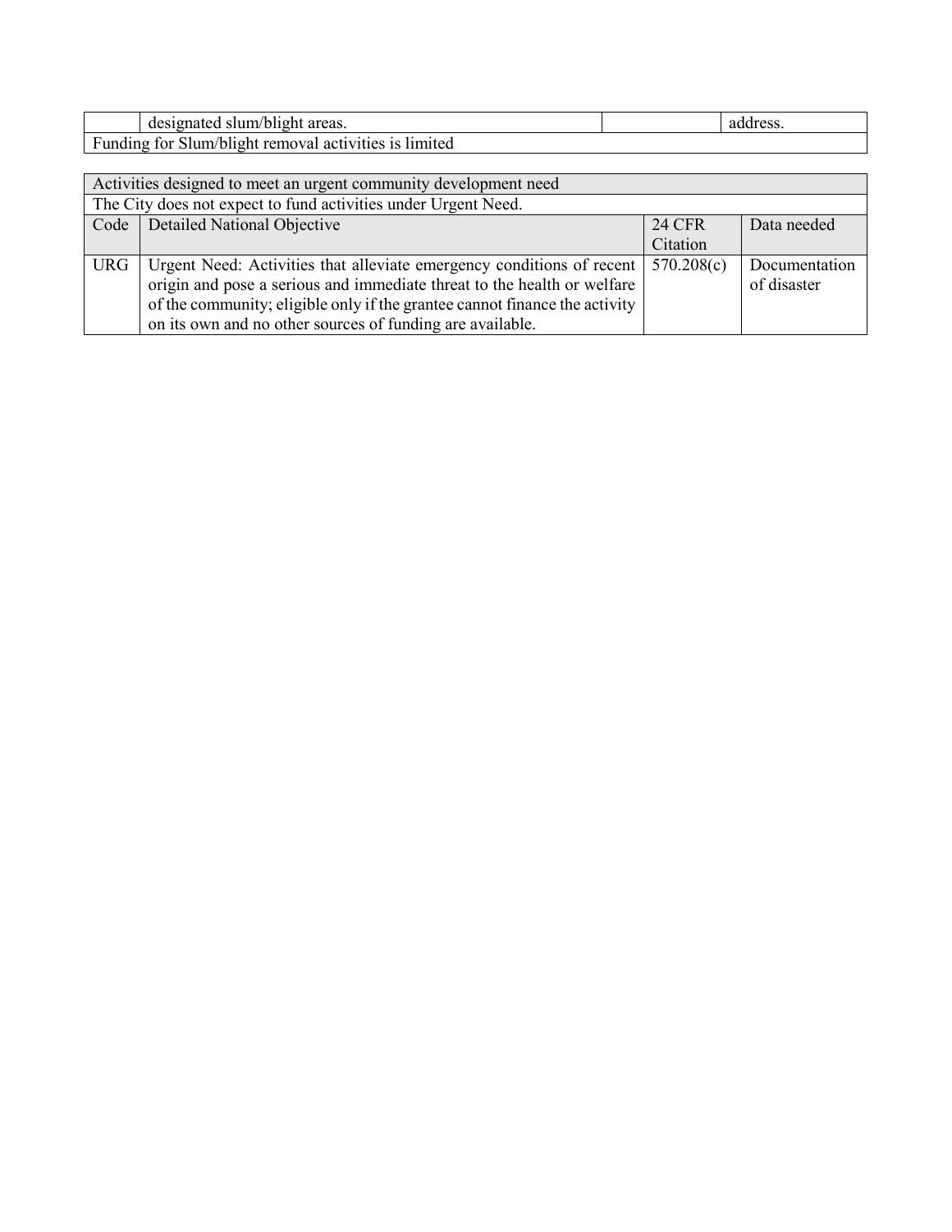| | | | |
|---|---|---|---|
| | designated slum/blight areas. | | address. |
| Funding for Slum/blight removal activities is limited | | | |

| Activities designed to meet an urgent community development need | | | |
|---|---|---|---|
| The City does not expect to fund activities under Urgent Need. | | | |
| Code | Detailed National Objective | 24 CFR Citation | Data needed |
| URG | Urgent Need: Activities that alleviate emergency conditions of recent origin and pose a serious and immediate threat to the health or welfare of the community; eligible only if the grantee cannot finance the activity on its own and no other sources of funding are available. | 570.208(c) | Documentation of disaster |